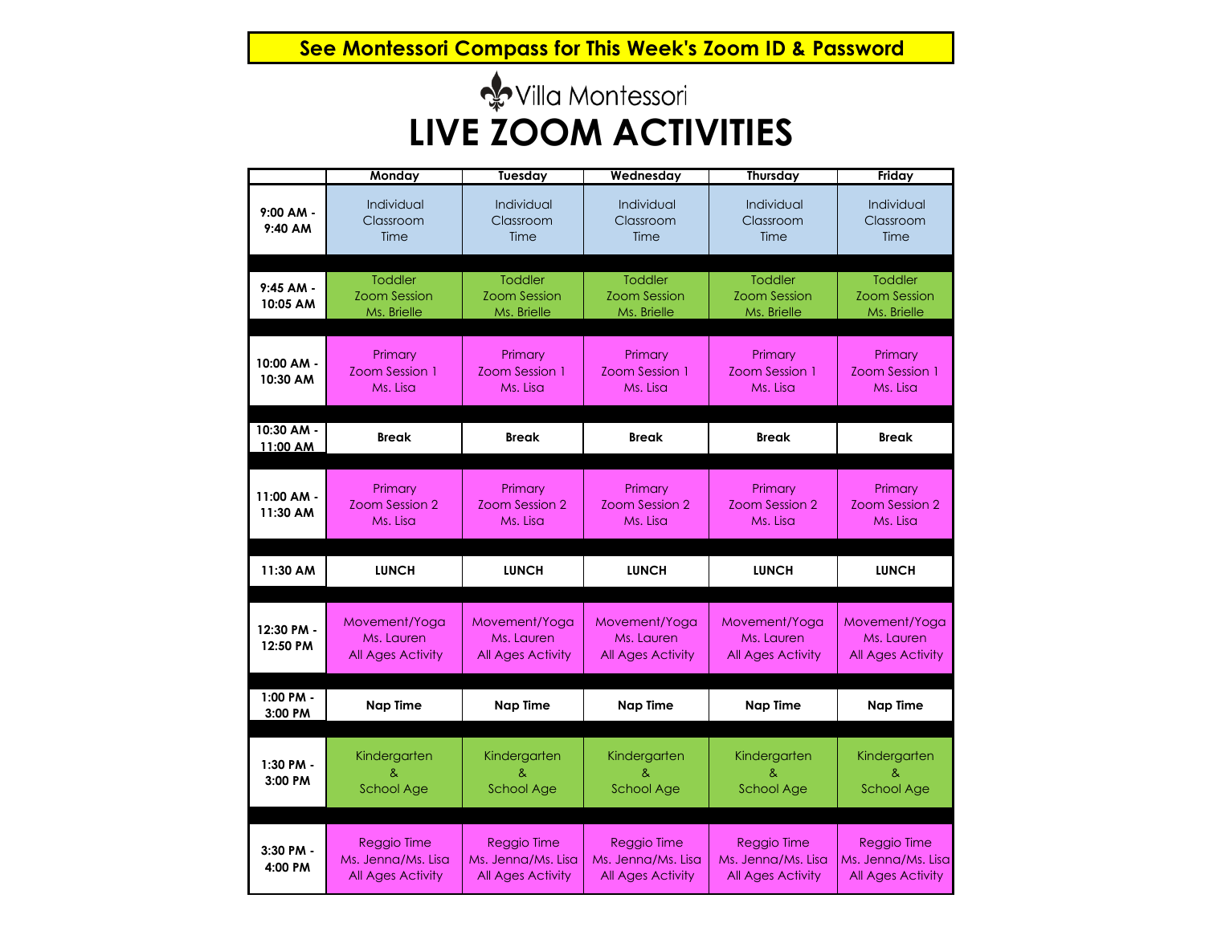**See Montessori Compass for This Week's Zoom ID & Password**

Villa Montessori

# LIVE ZOOM ACTIVITIES

| | Monday | Tuesday | Wednesday | Thursday | Friday |
|---|---|---|---|---|---|
| **9:00 AM - 9:40 AM** | Individual Classroom Time | Individual Classroom Time | Individual Classroom Time | Individual Classroom Time | Individual Classroom Time |
| **9:45 AM - 10:05 AM** | Toddler Zoom Session Ms. Brielle | Toddler Zoom Session Ms. Brielle | Toddler Zoom Session Ms. Brielle | Toddler Zoom Session Ms. Brielle | Toddler Zoom Session Ms. Brielle |
| **10:00 AM - 10:30 AM** | Primary Zoom Session 1 Ms. Lisa | Primary Zoom Session 1 Ms. Lisa | Primary Zoom Session 1 Ms. Lisa | Primary Zoom Session 1 Ms. Lisa | Primary Zoom Session 1 Ms. Lisa |
| **10:30 AM - 11:00 AM** | **Break** | **Break** | **Break** | **Break** | **Break** |
| **11:00 AM - 11:30 AM** | Primary Zoom Session 2 Ms. Lisa | Primary Zoom Session 2 Ms. Lisa | Primary Zoom Session 2 Ms. Lisa | Primary Zoom Session 2 Ms. Lisa | Primary Zoom Session 2 Ms. Lisa |
| **11:30 AM** | **LUNCH** | **LUNCH** | **LUNCH** | **LUNCH** | **LUNCH** |
| **12:30 PM - 12:50 PM** | Movement/Yoga Ms. Lauren All Ages Activity | Movement/Yoga Ms. Lauren All Ages Activity | Movement/Yoga Ms. Lauren All Ages Activity | Movement/Yoga Ms. Lauren All Ages Activity | Movement/Yoga Ms. Lauren All Ages Activity |
| **1:00 PM - 3:00 PM** | **Nap Time** | **Nap Time** | **Nap Time** | **Nap Time** | **Nap Time** |
| **1:30 PM - 3:00 PM** | Kindergarten & School Age | Kindergarten & School Age | Kindergarten & School Age | Kindergarten & School Age | Kindergarten & School Age |
| **3:30 PM - 4:00 PM** | Reggio Time Ms. Jenna/Ms. Lisa All Ages Activity | Reggio Time Ms. Jenna/Ms. Lisa All Ages Activity | Reggio Time Ms. Jenna/Ms. Lisa All Ages Activity | Reggio Time Ms. Jenna/Ms. Lisa All Ages Activity | Reggio Time Ms. Jenna/Ms. Lisa All Ages Activity |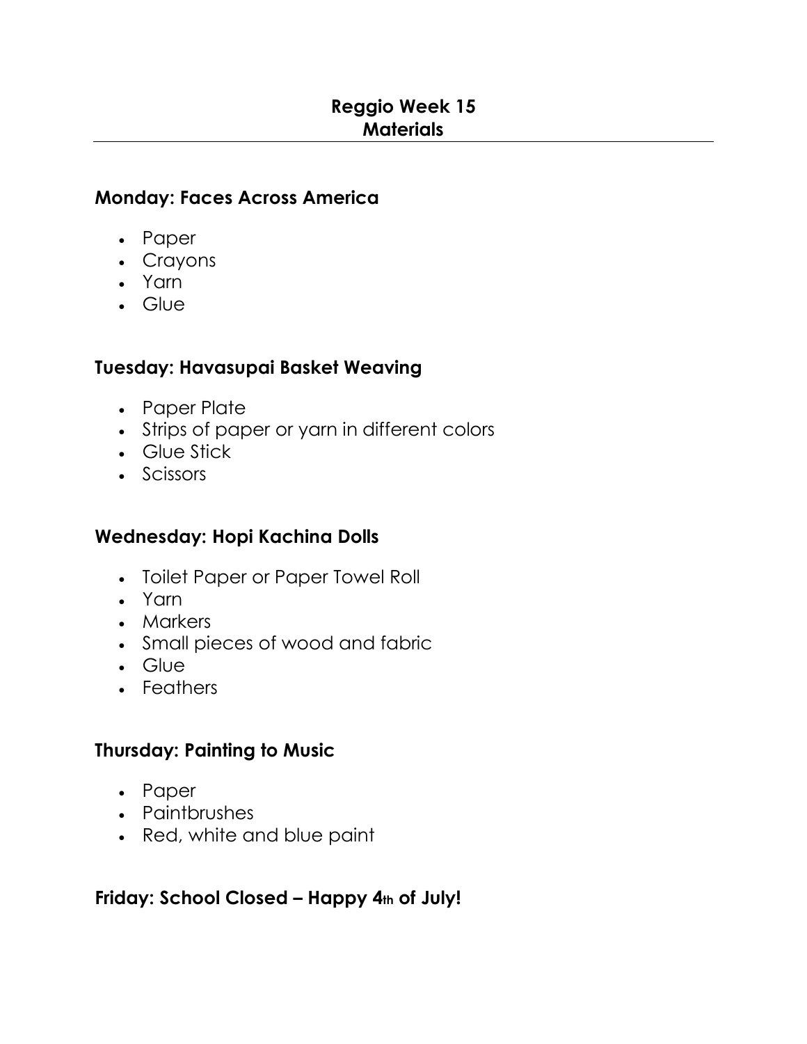## Reggio Week 15
## Materials

---

### Monday: Faces Across America

- Paper
- Crayons
- Yarn
- Glue

### Tuesday: Havasupai Basket Weaving

- Paper Plate
- Strips of paper or yarn in different colors
- Glue Stick
- Scissors

### Wednesday: Hopi Kachina Dolls

- Toilet Paper or Paper Towel Roll
- Yarn
- Markers
- Small pieces of wood and fabric
- Glue
- Feathers

### Thursday: Painting to Music

- Paper
- Paintbrushes
- Red, white and blue paint

### Friday: School Closed – Happy 4th of July!